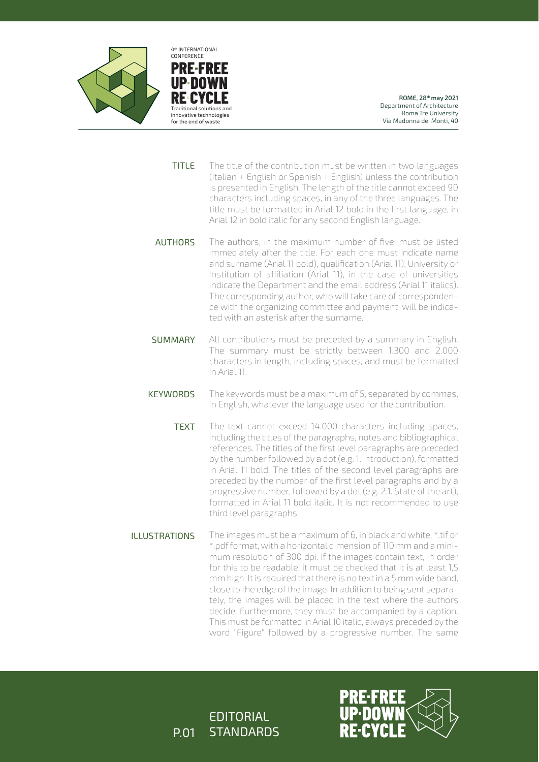4[th] INTERNATIONAL CONFERENCE

# PRE-FREE UP-DOWN RE-CYCLE

Traditional solutions and innovative technologies for the end of waste

**ROME, 28[th] may 2021**
Department of Architecture
Roma Tre University
Via Madonna dei Monti, 40

**TITLE** The title of the contribution must be written in two languages (Italian + English or Spanish + English) unless the contribution is presented in English. The length of the title cannot exceed 90 characters including spaces, in any of the three languages. The title must be formatted in Arial 12 bold in the first language, in Arial 12 in bold italic for any second English language.

**AUTHORS** The authors, in the maximum number of five, must be listed immediately after the title. For each one must indicate name and surname (Arial 11 bold), qualification (Arial 11), University or Institution of affiliation (Arial 11), in the case of universities indicate the Department and the email address (Arial 11 italics). The corresponding author, who will take care of correspondence with the organizing committee and payment, will be indicated with an asterisk after the surname.

**SUMMARY** All contributions must be preceded by a summary in English. The summary must be strictly between 1.300 and 2.000 characters in length, including spaces, and must be formatted in Arial 11.

**KEYWORDS** The keywords must be a maximum of 5, separated by commas, in English, whatever the language used for the contribution.

**TEXT** The text cannot exceed 14.000 characters including spaces, including the titles of the paragraphs, notes and bibliographical references. The titles of the first level paragraphs are preceded by the number followed by a dot (e.g. 1. Introduction), formatted in Arial 11 bold. The titles of the second level paragraphs are preceded by the number of the first level paragraphs and by a progressive number, followed by a dot (e.g. 2.1. State of the art), formatted in Arial 11 bold italic. It is not recommended to use third level paragraphs.

**ILLUSTRATIONS** The images must be a maximum of 6, in black and white, *.tif or *.pdf format, with a horizontal dimension of 110 mm and a minimum resolution of 300 dpi. If the images contain text, in order for this to be readable, it must be checked that it is at least 1,5 mm high. It is required that there is no text in a 5 mm wide band, close to the edge of the image. In addition to being sent separately, the images will be placed in the text where the authors decide. Furthermore, they must be accompanied by a caption. This must be formatted in Arial 10 italic, always preceded by the word "Figure" followed by a progressive number. The same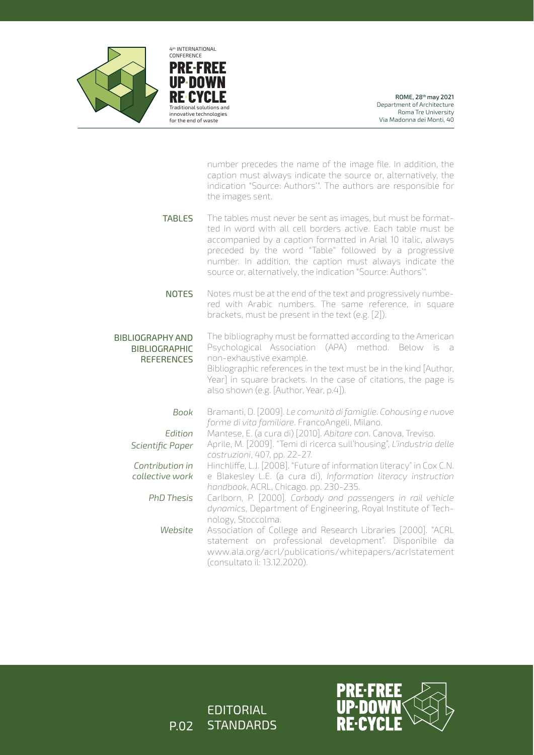number precedes the name of the image file. In addition, the caption must always indicate the source or, alternatively, the indication "Source: Authors'". The authors are responsible for the images sent.

**TABLES**

The tables must never be sent as images, but must be formatted in word with all cell borders active. Each table must be accompanied by a caption formatted in Arial 10 italic, always preceded by the word "Table" followed by a progressive number. In addition, the caption must always indicate the source or, alternatively, the indication "Source: Authors'".

**NOTES**

Notes must be at the end of the text and progressively numbered with Arabic numbers. The same reference, in square brackets, must be present in the text (e.g. [2]).

**BIBLIOGRAPHY AND BIBLIOGRAPHIC REFERENCES**

The bibliography must be formatted according to the American Psychological Association (APA) method. Below is a non-exhaustive example.
Bibliographic references in the text must be in the kind [Author, Year] in square brackets. In the case of citations, the page is also shown (e.g. [Author, Year, p.4]).

*Book*
Bramanti, D. [2009]. *Le comunità di famiglie. Cohousing e nuove forme di vita familiare*. FrancoAngeli, Milano.

*Edition*
Mantese, E. (a cura di) [2010]. *Abitare con*. Canova, Treviso.

*Scientific Paper*
Aprile, M. [2009]. "Temi di ricerca sull'housing", *L'industria delle costruzioni*, 407, pp. 22-27.

*Contribution in collective work*
Hinchliffe, L.J. [2008]. "Future of information literacy" in Cox C.N. e Blakesley L.E. (a cura di), *Information literacy instruction handbook*, ACRL, Chicago. pp. 230-235.

*PhD Thesis*
Carlborn, P. [2000]. *Carbody and passengers in rail vehicle dynamics*, Department of Engineering, Royal Institute of Technology, Stoccolma.

*Website*
Association of College and Research Libraries [2000]. "ACRL statement on professional development". Disponibile da www.ala.org/acrl/publications/whitepapers/acrlstatement (consultato il: 13.12.2020).